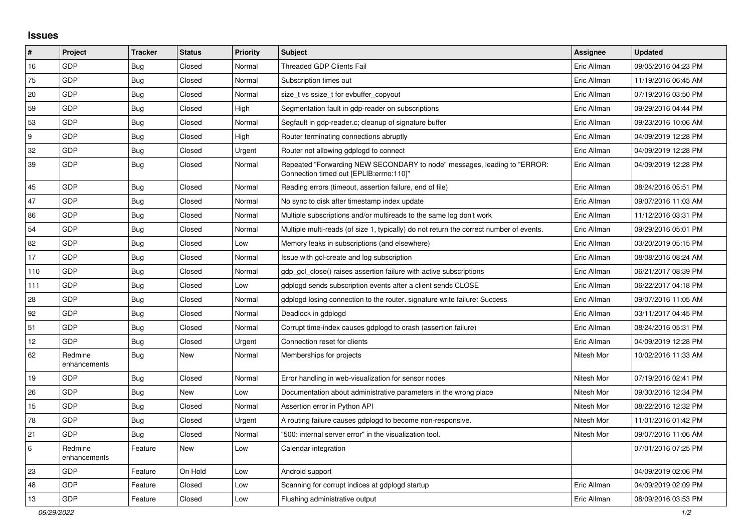# Issues

| # | Project | Tracker | Status | Priority | Subject | Assignee | Updated |
|---|---|---|---|---|---|---|---|
| 16 | GDP | Bug | Closed | Normal | Threaded GDP Clients Fail | Eric Allman | 09/05/2016 04:23 PM |
| 75 | GDP | Bug | Closed | Normal | Subscription times out | Eric Allman | 11/19/2016 06:45 AM |
| 20 | GDP | Bug | Closed | Normal | size_t vs ssize_t for evbuffer_copyout | Eric Allman | 07/19/2016 03:50 PM |
| 59 | GDP | Bug | Closed | High | Segmentation fault in gdp-reader on subscriptions | Eric Allman | 09/29/2016 04:44 PM |
| 53 | GDP | Bug | Closed | Normal | Segfault in gdp-reader.c; cleanup of signature buffer | Eric Allman | 09/23/2016 10:06 AM |
| 9 | GDP | Bug | Closed | High | Router terminating connections abruptly | Eric Allman | 04/09/2019 12:28 PM |
| 32 | GDP | Bug | Closed | Urgent | Router not allowing gdplogd to connect | Eric Allman | 04/09/2019 12:28 PM |
| 39 | GDP | Bug | Closed | Normal | Repeated "Forwarding NEW SECONDARY to node" messages, leading to "ERROR: Connection timed out [EPLIB:errno:110]" | Eric Allman | 04/09/2019 12:28 PM |
| 45 | GDP | Bug | Closed | Normal | Reading errors (timeout, assertion failure, end of file) | Eric Allman | 08/24/2016 05:51 PM |
| 47 | GDP | Bug | Closed | Normal | No sync to disk after timestamp index update | Eric Allman | 09/07/2016 11:03 AM |
| 86 | GDP | Bug | Closed | Normal | Multiple subscriptions and/or multireads to the same log don't work | Eric Allman | 11/12/2016 03:31 PM |
| 54 | GDP | Bug | Closed | Normal | Multiple multi-reads (of size 1, typically) do not return the correct number of events. | Eric Allman | 09/29/2016 05:01 PM |
| 82 | GDP | Bug | Closed | Low | Memory leaks in subscriptions (and elsewhere) | Eric Allman | 03/20/2019 05:15 PM |
| 17 | GDP | Bug | Closed | Normal | Issue with gcl-create and log subscription | Eric Allman | 08/08/2016 08:24 AM |
| 110 | GDP | Bug | Closed | Normal | gdp_gcl_close() raises assertion failure with active subscriptions | Eric Allman | 06/21/2017 08:39 PM |
| 111 | GDP | Bug | Closed | Low | gdplogd sends subscription events after a client sends CLOSE | Eric Allman | 06/22/2017 04:18 PM |
| 28 | GDP | Bug | Closed | Normal | gdplogd losing connection to the router. signature write failure: Success | Eric Allman | 09/07/2016 11:05 AM |
| 92 | GDP | Bug | Closed | Normal | Deadlock in gdplogd | Eric Allman | 03/11/2017 04:45 PM |
| 51 | GDP | Bug | Closed | Normal | Corrupt time-index causes gdplogd to crash (assertion failure) | Eric Allman | 08/24/2016 05:31 PM |
| 12 | GDP | Bug | Closed | Urgent | Connection reset for clients | Eric Allman | 04/09/2019 12:28 PM |
| 62 | Redmine enhancements | Bug | New | Normal | Memberships for projects | Nitesh Mor | 10/02/2016 11:33 AM |
| 19 | GDP | Bug | Closed | Normal | Error handling in web-visualization for sensor nodes | Nitesh Mor | 07/19/2016 02:41 PM |
| 26 | GDP | Bug | New | Low | Documentation about administrative parameters in the wrong place | Nitesh Mor | 09/30/2016 12:34 PM |
| 15 | GDP | Bug | Closed | Normal | Assertion error in Python API | Nitesh Mor | 08/22/2016 12:32 PM |
| 78 | GDP | Bug | Closed | Urgent | A routing failure causes gdplogd to become non-responsive. | Nitesh Mor | 11/01/2016 01:42 PM |
| 21 | GDP | Bug | Closed | Normal | "500: internal server error" in the visualization tool. | Nitesh Mor | 09/07/2016 11:06 AM |
| 6 | Redmine enhancements | Feature | New | Low | Calendar integration | | 07/01/2016 07:25 PM |
| 23 | GDP | Feature | On Hold | Low | Android support | | 04/09/2019 02:06 PM |
| 48 | GDP | Feature | Closed | Low | Scanning for corrupt indices at gdplogd startup | Eric Allman | 04/09/2019 02:09 PM |
| 13 | GDP | Feature | Closed | Low | Flushing administrative output | Eric Allman | 08/09/2016 03:53 PM |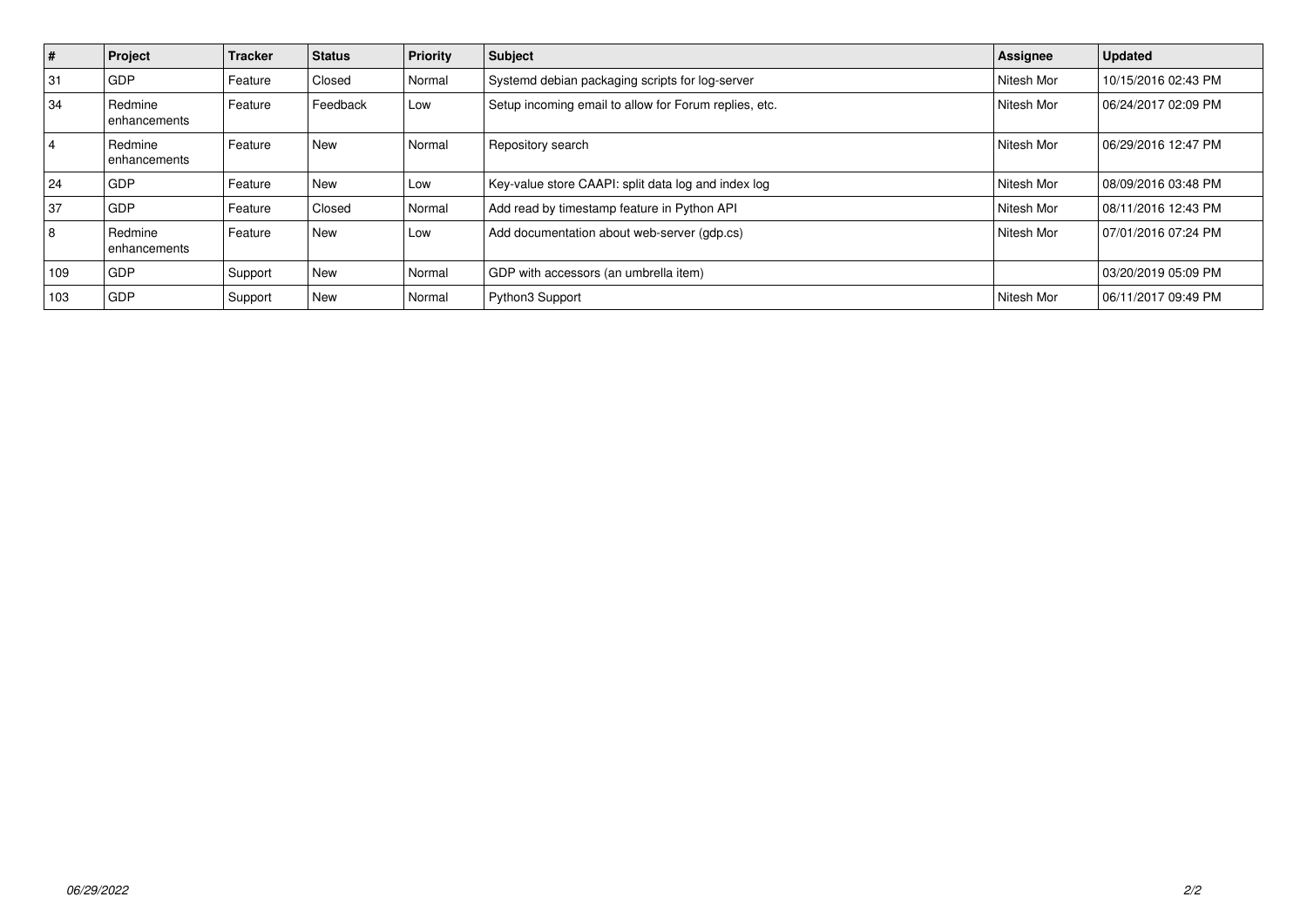| # | Project | Tracker | Status | Priority | Subject | Assignee | Updated |
|---|---|---|---|---|---|---|---|
| 31 | GDP | Feature | Closed | Normal | Systemd debian packaging scripts for log-server | Nitesh Mor | 10/15/2016 02:43 PM |
| 34 | Redmine enhancements | Feature | Feedback | Low | Setup incoming email to allow for Forum replies, etc. | Nitesh Mor | 06/24/2017 02:09 PM |
| 4 | Redmine enhancements | Feature | New | Normal | Repository search | Nitesh Mor | 06/29/2016 12:47 PM |
| 24 | GDP | Feature | New | Low | Key-value store CAAPI: split data log and index log | Nitesh Mor | 08/09/2016 03:48 PM |
| 37 | GDP | Feature | Closed | Normal | Add read by timestamp feature in Python API | Nitesh Mor | 08/11/2016 12:43 PM |
| 8 | Redmine enhancements | Feature | New | Low | Add documentation about web-server (gdp.cs) | Nitesh Mor | 07/01/2016 07:24 PM |
| 109 | GDP | Support | New | Normal | GDP with accessors (an umbrella item) | | 03/20/2019 05:09 PM |
| 103 | GDP | Support | New | Normal | Python3 Support | Nitesh Mor | 06/11/2017 09:49 PM |